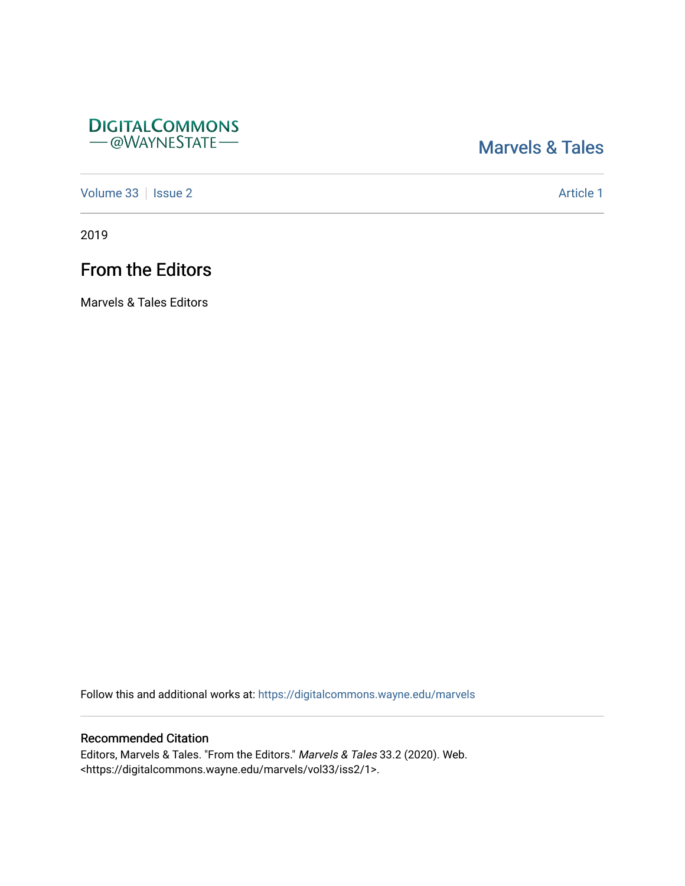DIGITALCOMMONS
— @WAYNESTATE —

Marvels & Tales

Volume 33 | Issue 2 Article 1

2019

# From the Editors

Marvels & Tales Editors

Follow this and additional works at: https://digitalcommons.wayne.edu/marvels

## Recommended Citation

Editors, Marvels & Tales. "From the Editors." *Marvels & Tales* 33.2 (2020). Web. <https://digitalcommons.wayne.edu/marvels/vol33/iss2/1>.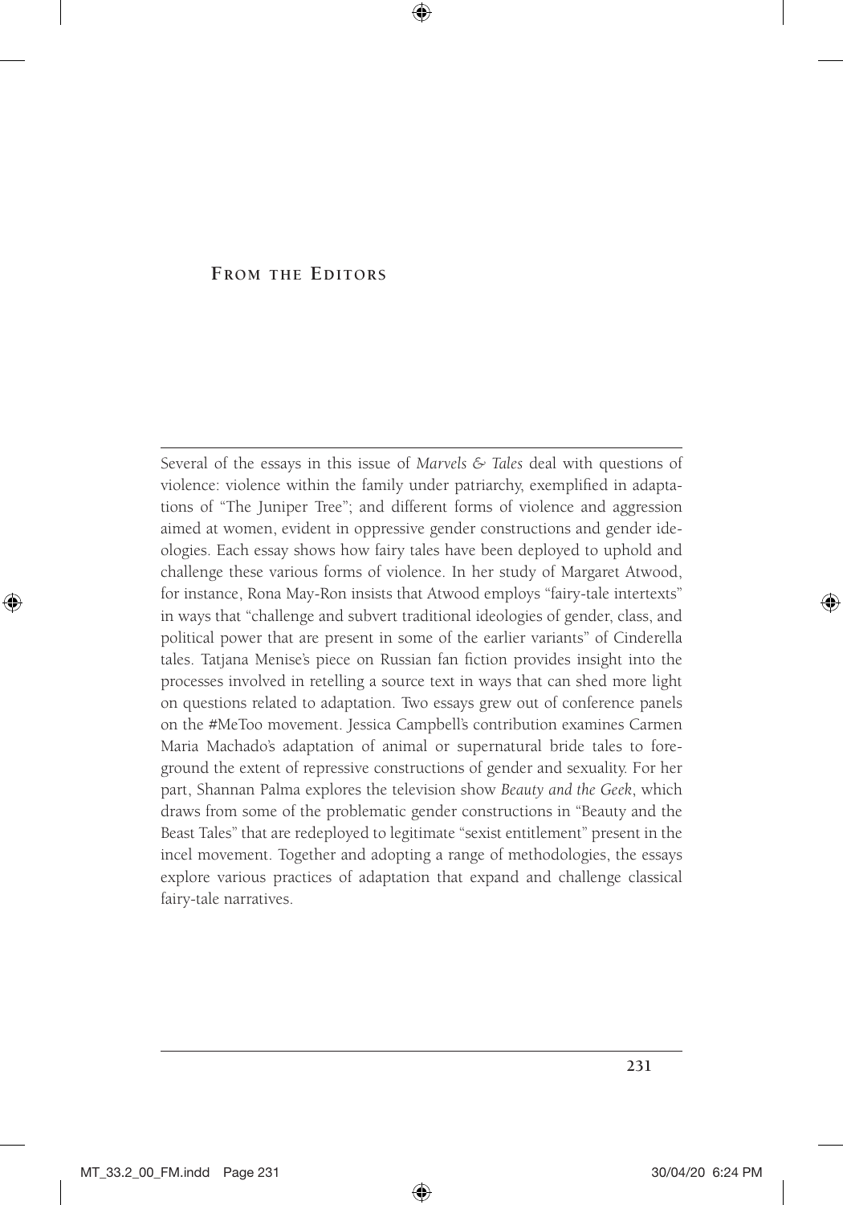# From the Editors

Several of the essays in this issue of *Marvels & Tales* deal with questions of violence: violence within the family under patriarchy, exemplified in adaptations of "The Juniper Tree"; and different forms of violence and aggression aimed at women, evident in oppressive gender constructions and gender ideologies. Each essay shows how fairy tales have been deployed to uphold and challenge these various forms of violence. In her study of Margaret Atwood, for instance, Rona May-Ron insists that Atwood employs "fairy-tale intertexts" in ways that "challenge and subvert traditional ideologies of gender, class, and political power that are present in some of the earlier variants" of Cinderella tales. Tatjana Menise's piece on Russian fan fiction provides insight into the processes involved in retelling a source text in ways that can shed more light on questions related to adaptation. Two essays grew out of conference panels on the #MeToo movement. Jessica Campbell's contribution examines Carmen Maria Machado's adaptation of animal or supernatural bride tales to foreground the extent of repressive constructions of gender and sexuality. For her part, Shannan Palma explores the television show *Beauty and the Geek*, which draws from some of the problematic gender constructions in "Beauty and the Beast Tales" that are redeployed to legitimate "sexist entitlement" present in the incel movement. Together and adopting a range of methodologies, the essays explore various practices of adaptation that expand and challenge classical fairy-tale narratives.